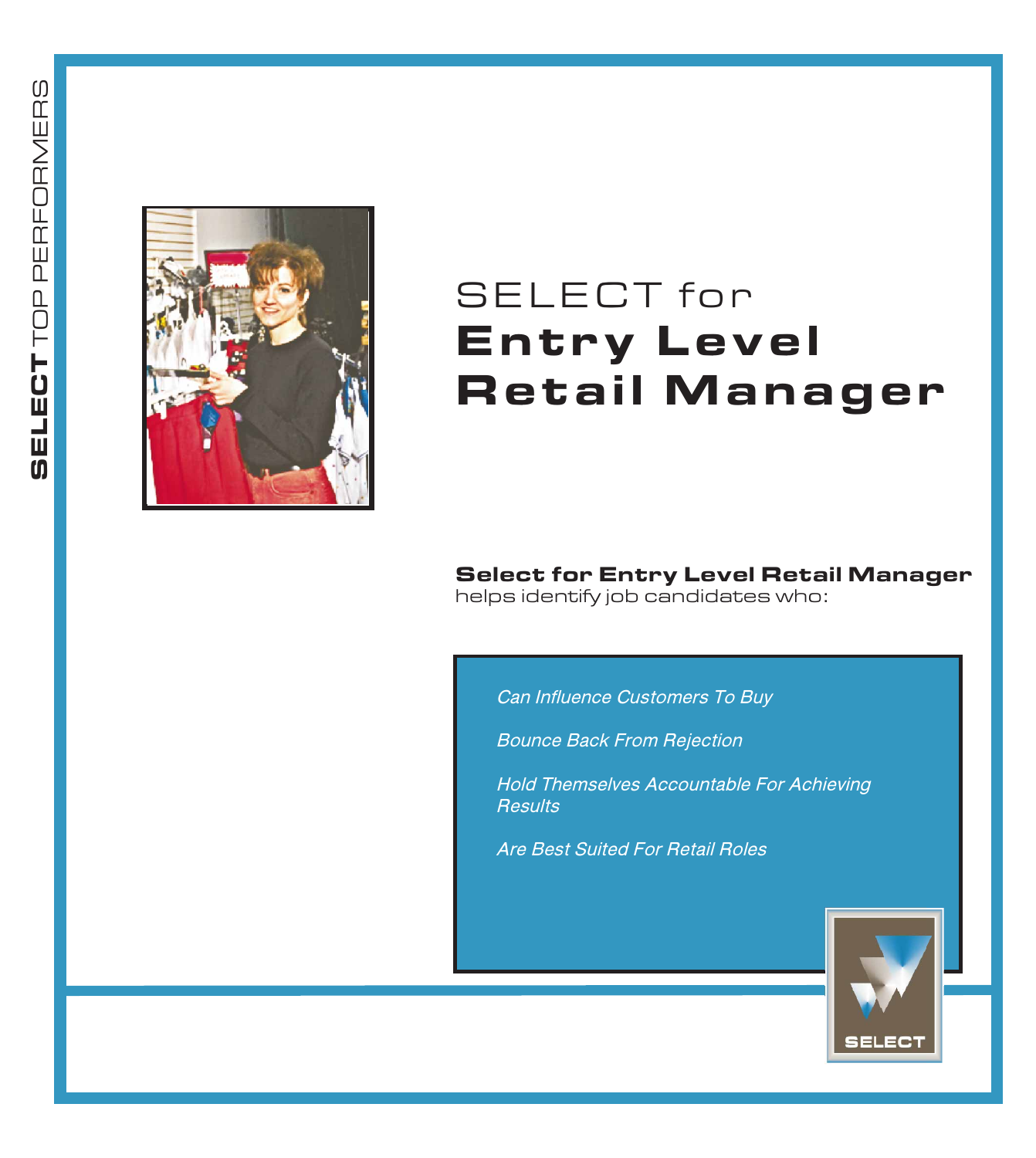SELECT TOP PERFORMERS

# SELECT for **Entry Level Retail Manager**

**Select for Entry Level Retail Manager** helps identify job candidates who:

- *Can Influence Customers To Buy*
- *Bounce Back From Rejection*
- *Hold Themselves Accountable For Achieving Results*
- *Are Best Suited For Retail Roles*

SELECT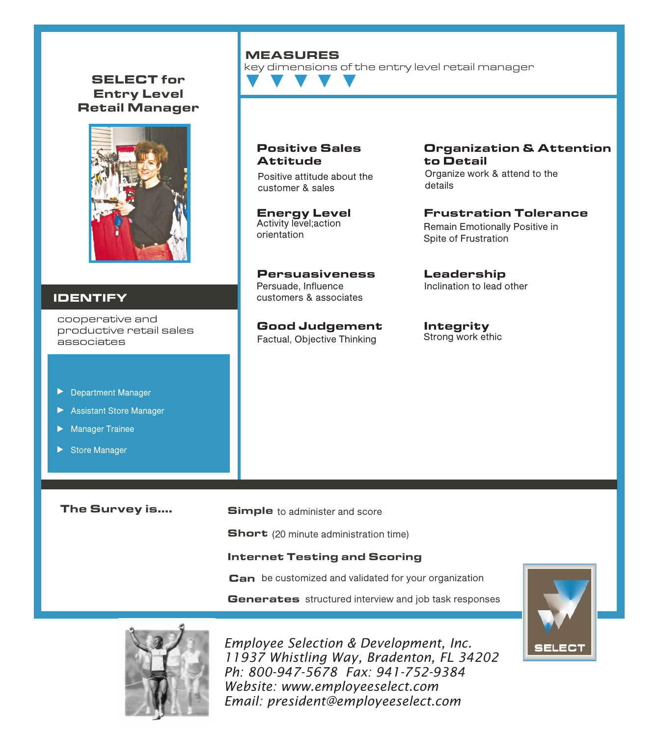## SELECT for Entry Level Retail Manager

## IDENTIFY

cooperative and productive retail sales associates

- Department Manager
- Assistant Store Manager
- Manager Trainee
- Store Manager

## MEASURES

key dimensions of the entry level retail manager

**Positive Sales Attitude**
Positive attitude about the customer & sales

**Organization & Attention to Detail**
Organize work & attend to the details

**Energy Level**
Activity level;action orientation

**Frustration Tolerance**
Remain Emotionally Positive in Spite of Frustration

**Persuasiveness**
Persuade, Influence customers & associates

**Leadership**
Inclination to lead other

**Good Judgement**
Factual, Objective Thinking

**Integrity**
Strong work ethic

**The Survey is....**

**Simple** to administer and score

**Short** (20 minute administration time)

**Internet Testing and Scoring**

**Can** be customized and validated for your organization

**Generates** structured interview and job task responses

*Employee Selection & Development, Inc.*
*11937 Whistling Way, Bradenton, FL 34202*
*Ph: 800-947-5678 Fax: 941-752-9384*
*Website: www.employeeselect.com*
*Email: president@employeeselect.com*

SELECT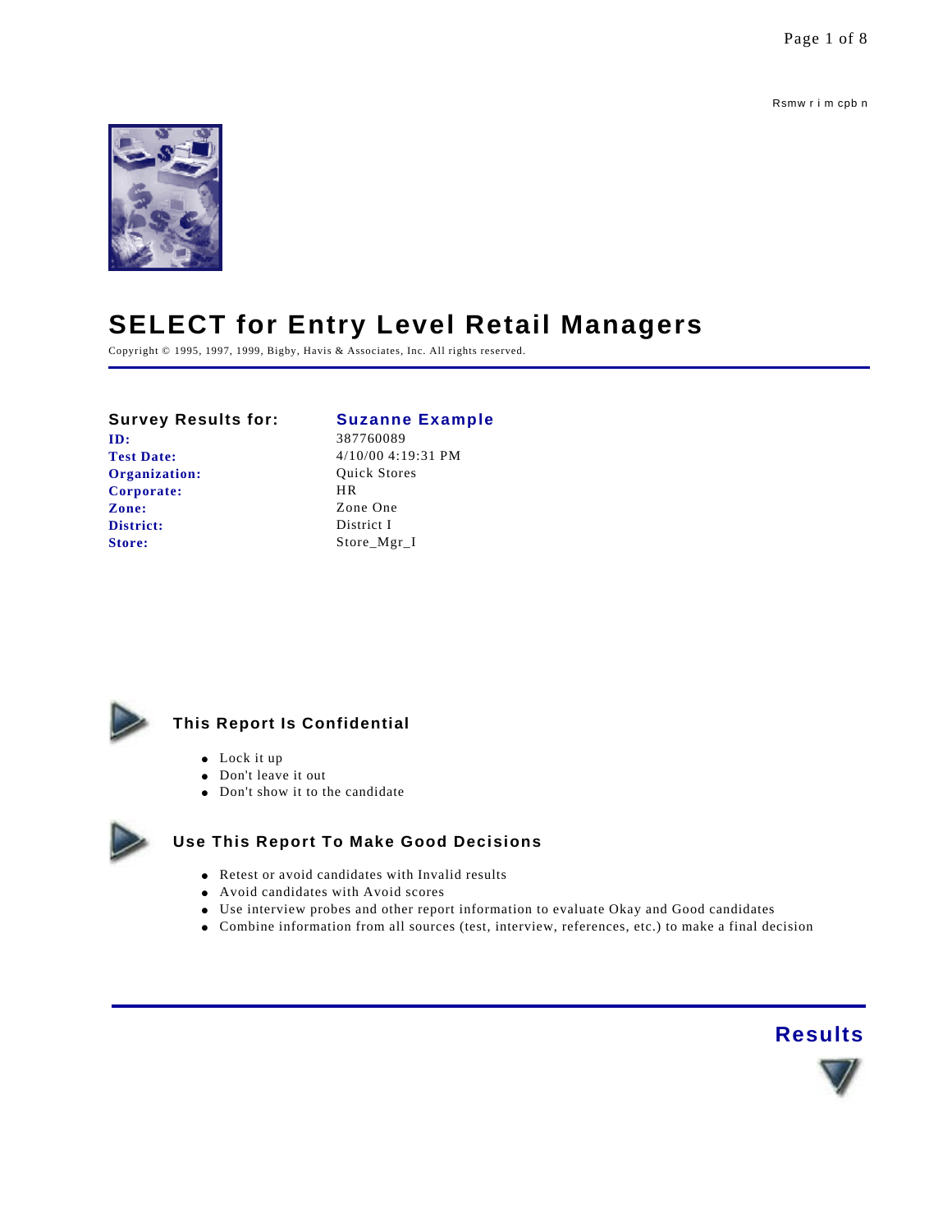Rsmw r i m cpb n

# SELECT for Entry Level Retail Managers

Copyright © 1995, 1997, 1999, Bigby, Havis & Associates, Inc. All rights reserved.

| **Survey Results for:** | **Suzanne Example** |
|---|---|
| **ID:** | 387760089 |
| **Test Date:** | 4/10/00 4:19:31 PM |
| **Organization:** | Quick Stores |
| **Corporate:** | HR |
| **Zone:** | Zone One |
| **District:** | District I |
| **Store:** | Store_Mgr_I |

### This Report Is Confidential

- Lock it up
- Don't leave it out
- Don't show it to the candidate

### Use This Report To Make Good Decisions

- Retest or avoid candidates with Invalid results
- Avoid candidates with Avoid scores
- Use interview probes and other report information to evaluate Okay and Good candidates
- Combine information from all sources (test, interview, references, etc.) to make a final decision

## Results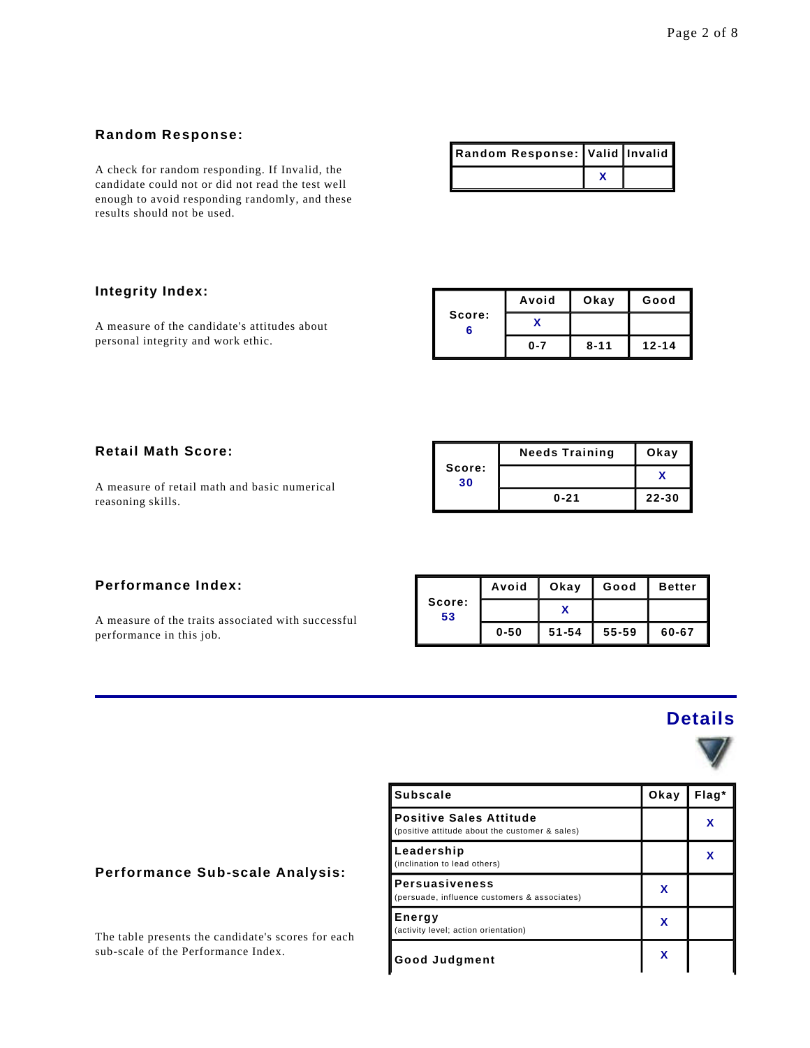## Random Response:

A check for random responding. If Invalid, the candidate could not or did not read the test well enough to avoid responding randomly, and these results should not be used.

| Random Response: | Valid | Invalid |
|---|---|---|
| | X | |

## Integrity Index:

A measure of the candidate's attitudes about personal integrity and work ethic.

| Score: 6 | Avoid | Okay | Good |
|---|---|---|---|
| | X | | |
| | 0-7 | 8-11 | 12-14 |

## Retail Math Score:

A measure of retail math and basic numerical reasoning skills.

| Score: 30 | Needs Training | Okay |
|---|---|---|
| | | X |
| | 0-21 | 22-30 |

## Performance Index:

A measure of the traits associated with successful performance in this job.

| Score: 53 | Avoid | Okay | Good | Better |
|---|---|---|---|---|
| | | X | | |
| | 0-50 | 51-54 | 55-59 | 60-67 |

## Details

## Performance Sub-scale Analysis:

The table presents the candidate's scores for each sub-scale of the Performance Index.

| Subscale | Okay | Flag* |
|---|---|---|
| **Positive Sales Attitude** (positive attitude about the customer & sales) | | X |
| **Leadership** (inclination to lead others) | | X |
| **Persuasiveness** (persuade, influence customers & associates) | X | |
| **Energy** (activity level; action orientation) | X | |
| **Good Judgment** | X | |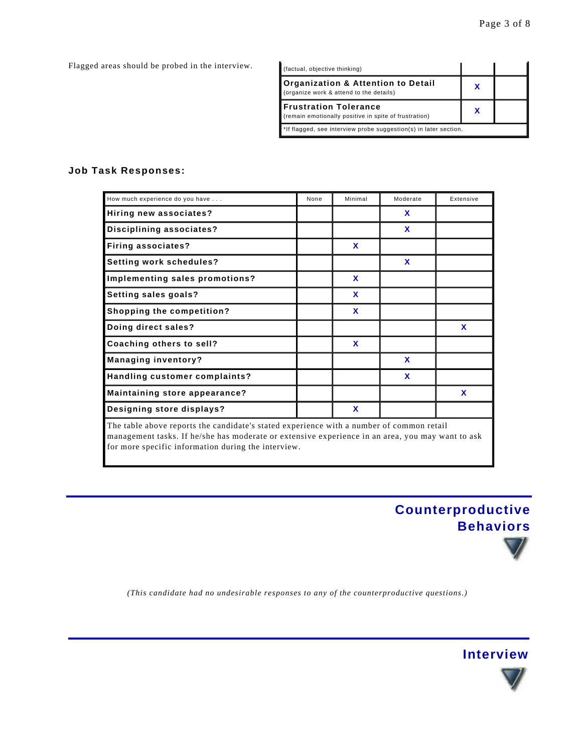Flagged areas should be probed in the interview.

| | | |
|---|---|---|
| (factual, objective thinking) | | |
| **Organization & Attention to Detail** (organize work & attend to the details) | X | |
| **Frustration Tolerance** (remain emotionally positive in spite of frustration) | X | |
| *If flagged, see interview probe suggestion(s) in later section. | | |

### Job Task Responses:

| How much experience do you have . . . | None | Minimal | Moderate | Extensive |
|---|---|---|---|---|
| **Hiring new associates?** | | | X | |
| **Disciplining associates?** | | | X | |
| **Firing associates?** | | X | | |
| **Setting work schedules?** | | | X | |
| **Implementing sales promotions?** | | X | | |
| **Setting sales goals?** | | X | | |
| **Shopping the competition?** | | X | | |
| **Doing direct sales?** | | | | X |
| **Coaching others to sell?** | | X | | |
| **Managing inventory?** | | | X | |
| **Handling customer complaints?** | | | X | |
| **Maintaining store appearance?** | | | | X |
| **Designing store displays?** | | X | | |

The table above reports the candidate's stated experience with a number of common retail management tasks. If he/she has moderate or extensive experience in an area, you may want to ask for more specific information during the interview.

## Counterproductive Behaviors

*(This candidate had no undesirable responses to any of the counterproductive questions.)*

## Interview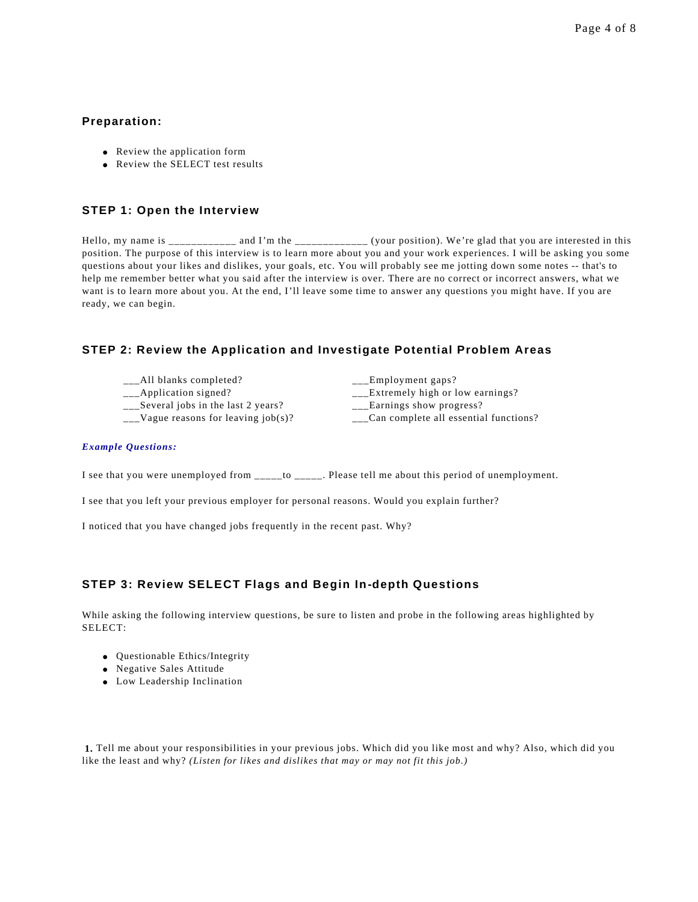### Preparation:

- Review the application form
- Review the SELECT test results

### STEP 1: Open the Interview

Hello, my name is ____________ and I'm the _____________ (your position). We're glad that you are interested in this position. The purpose of this interview is to learn more about you and your work experiences. I will be asking you some questions about your likes and dislikes, your goals, etc. You will probably see me jotting down some notes -- that's to help me remember better what you said after the interview is over. There are no correct or incorrect answers, what we want is to learn more about you. At the end, I'll leave some time to answer any questions you might have. If you are ready, we can begin.

### STEP 2: Review the Application and Investigate Potential Problem Areas

___All blanks completed?
___Application signed?
___Several jobs in the last 2 years?
___Vague reasons for leaving job(s)?
___Employment gaps?
___Extremely high or low earnings?
___Earnings show progress?
___Can complete all essential functions?

***Example Questions:***

I see that you were unemployed from _____to _____. Please tell me about this period of unemployment.

I see that you left your previous employer for personal reasons. Would you explain further?

I noticed that you have changed jobs frequently in the recent past. Why?

### STEP 3: Review SELECT Flags and Begin In-depth Questions

While asking the following interview questions, be sure to listen and probe in the following areas highlighted by SELECT:

- Questionable Ethics/Integrity
- Negative Sales Attitude
- Low Leadership Inclination

**1.** Tell me about your responsibilities in your previous jobs. Which did you like most and why? Also, which did you like the least and why? *(Listen for likes and dislikes that may or may not fit this job.)*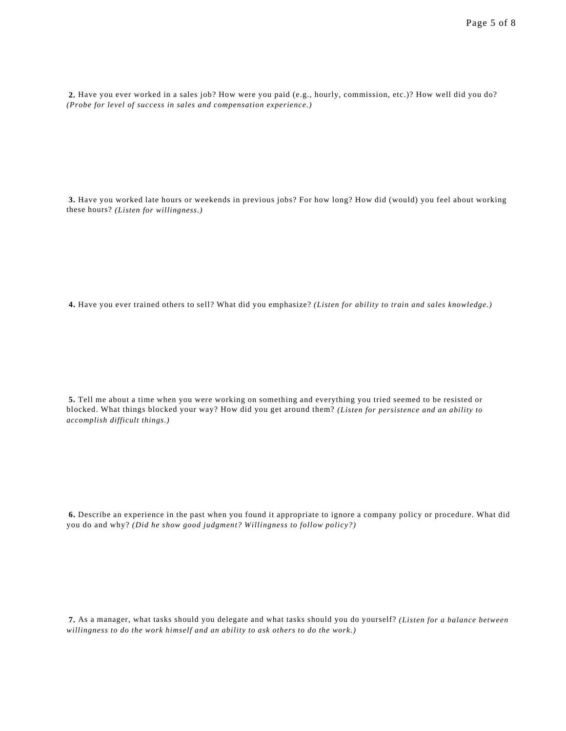**2.** Have you ever worked in a sales job? How were you paid (e.g., hourly, commission, etc.)? How well did you do? *(Probe for level of success in sales and compensation experience.)*

**3.** Have you worked late hours or weekends in previous jobs? For how long? How did (would) you feel about working these hours? *(Listen for willingness.)*

**4.** Have you ever trained others to sell? What did you emphasize? *(Listen for ability to train and sales knowledge.)*

**5.** Tell me about a time when you were working on something and everything you tried seemed to be resisted or blocked. What things blocked your way? How did you get around them? *(Listen for persistence and an ability to accomplish difficult things.)*

**6.** Describe an experience in the past when you found it appropriate to ignore a company policy or procedure. What did you do and why? *(Did he show good judgment? Willingness to follow policy?)*

**7.** As a manager, what tasks should you delegate and what tasks should you do yourself? *(Listen for a balance between willingness to do the work himself and an ability to ask others to do the work.)*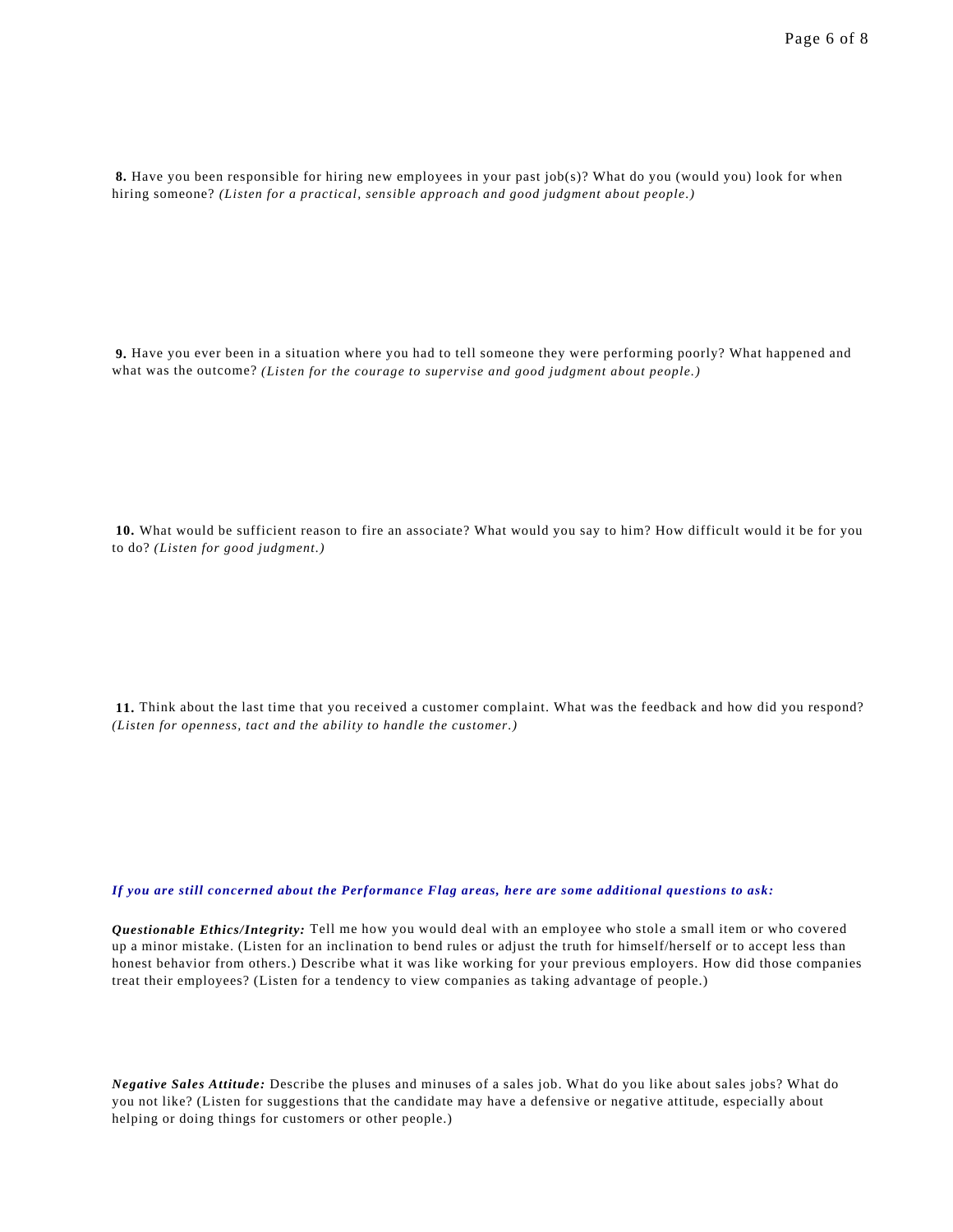**8.** Have you been responsible for hiring new employees in your past job(s)? What do you (would you) look for when hiring someone? *(Listen for a practical, sensible approach and good judgment about people.)*

**9.** Have you ever been in a situation where you had to tell someone they were performing poorly? What happened and what was the outcome? *(Listen for the courage to supervise and good judgment about people.)*

**10.** What would be sufficient reason to fire an associate? What would you say to him? How difficult would it be for you to do? *(Listen for good judgment.)*

**11.** Think about the last time that you received a customer complaint. What was the feedback and how did you respond? *(Listen for openness, tact and the ability to handle the customer.)*

***If you are still concerned about the Performance Flag areas, here are some additional questions to ask:***

***Questionable Ethics/Integrity:*** Tell me how you would deal with an employee who stole a small item or who covered up a minor mistake. (Listen for an inclination to bend rules or adjust the truth for himself/herself or to accept less than honest behavior from others.) Describe what it was like working for your previous employers. How did those companies treat their employees? (Listen for a tendency to view companies as taking advantage of people.)

***Negative Sales Attitude:*** Describe the pluses and minuses of a sales job. What do you like about sales jobs? What do you not like? (Listen for suggestions that the candidate may have a defensive or negative attitude, especially about helping or doing things for customers or other people.)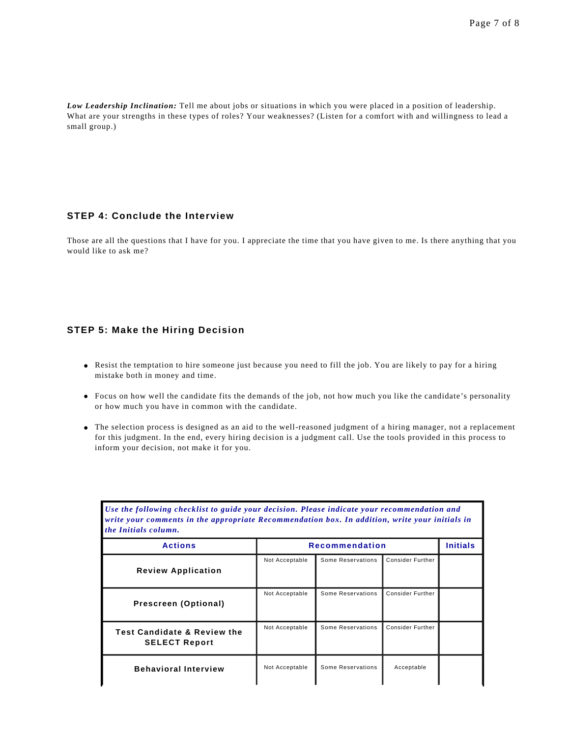***Low Leadership Inclination:*** Tell me about jobs or situations in which you were placed in a position of leadership. What are your strengths in these types of roles? Your weaknesses? (Listen for a comfort with and willingness to lead a small group.)

### STEP 4: Conclude the Interview

Those are all the questions that I have for you. I appreciate the time that you have given to me. Is there anything that you would like to ask me?

### STEP 5: Make the Hiring Decision

- Resist the temptation to hire someone just because you need to fill the job. You are likely to pay for a hiring mistake both in money and time.
- Focus on how well the candidate fits the demands of the job, not how much you like the candidate's personality or how much you have in common with the candidate.
- The selection process is designed as an aid to the well-reasoned judgment of a hiring manager, not a replacement for this judgment. In the end, every hiring decision is a judgment call. Use the tools provided in this process to inform your decision, not make it for you.

***Use the following checklist to guide your decision. Please indicate your recommendation and write your comments in the appropriate Recommendation box. In addition, write your initials in the Initials column.***

| Actions | Recommendation | | | Initials |
|---|---|---|---|---|
| **Review Application** | Not Acceptable | Some Reservations | Consider Further | |
| **Prescreen (Optional)** | Not Acceptable | Some Reservations | Consider Further | |
| **Test Candidate & Review the SELECT Report** | Not Acceptable | Some Reservations | Consider Further | |
| **Behavioral Interview** | Not Acceptable | Some Reservations | Acceptable | |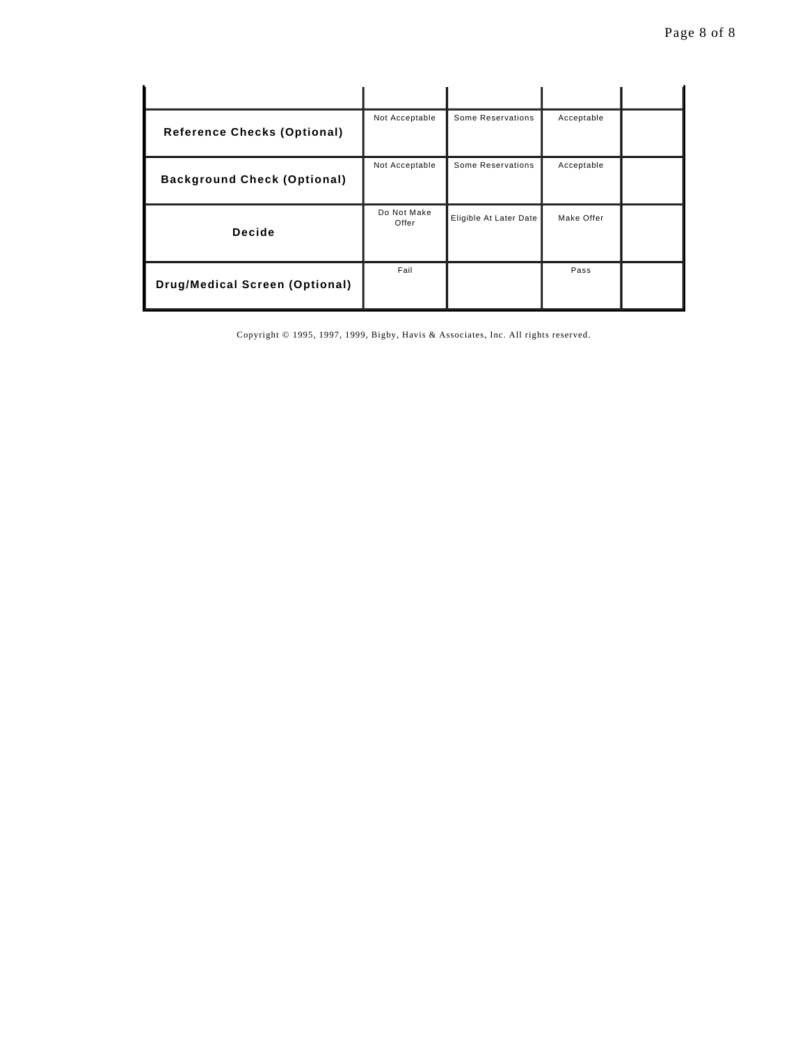| | | | | |
|---|---|---|---|---|
| **Reference Checks (Optional)** | Not Acceptable | Some Reservations | Acceptable | |
| **Background Check (Optional)** | Not Acceptable | Some Reservations | Acceptable | |
| **Decide** | Do Not Make Offer | Eligible At Later Date | Make Offer | |
| **Drug/Medical Screen (Optional)** | Fail | | Pass | |

Copyright © 1995, 1997, 1999, Bigby, Havis & Associates, Inc. All rights reserved.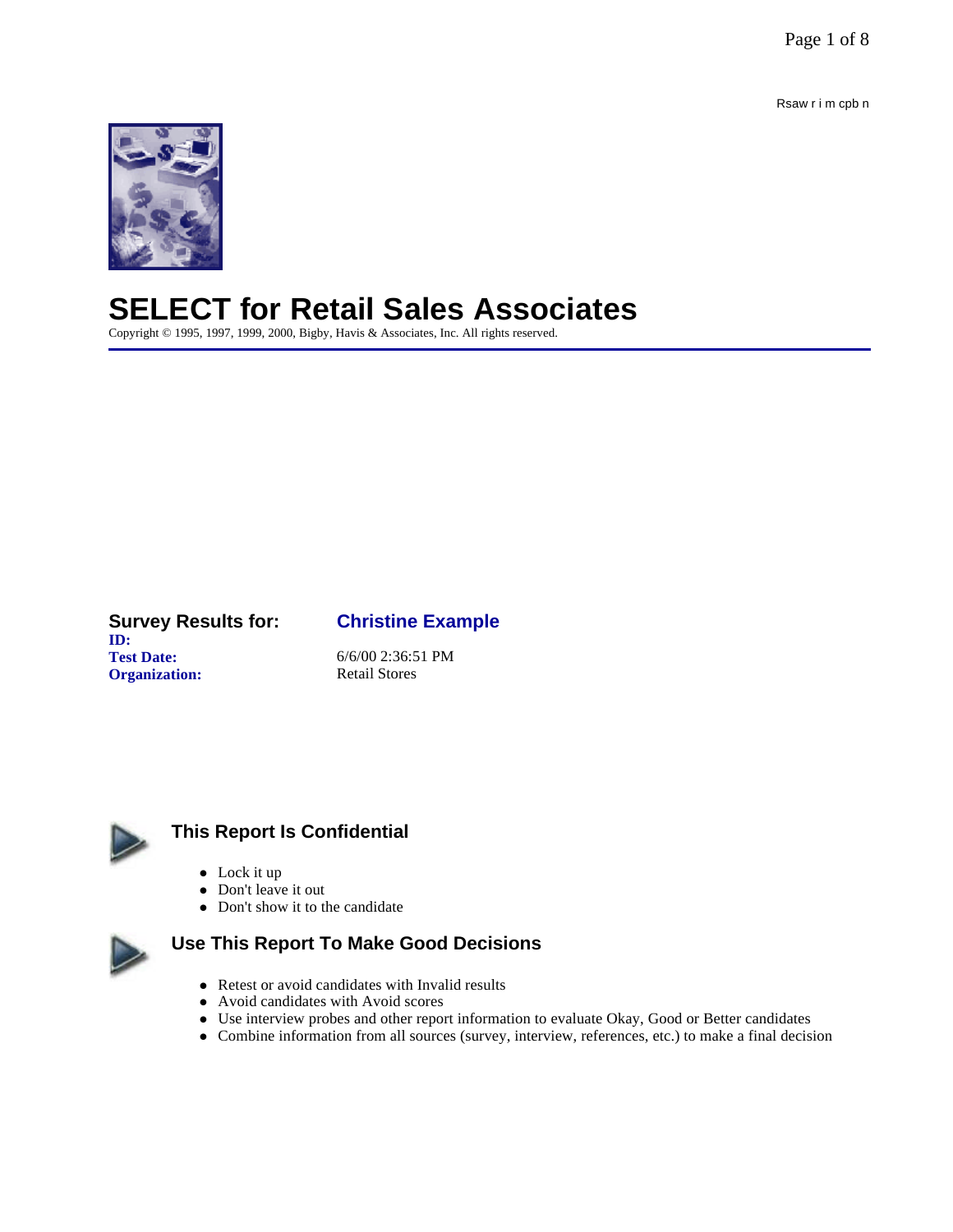# SELECT for Retail Sales Associates

Copyright © 1995, 1997, 1999, 2000, Bigby, Havis & Associates, Inc. All rights reserved.

**Survey Results for:** **Christine Example**

**ID:**

**Test Date:** 6/6/00 2:36:51 PM

**Organization:** Retail Stores

## This Report Is Confidential

- Lock it up
- Don't leave it out
- Don't show it to the candidate

## Use This Report To Make Good Decisions

- Retest or avoid candidates with Invalid results
- Avoid candidates with Avoid scores
- Use interview probes and other report information to evaluate Okay, Good or Better candidates
- Combine information from all sources (survey, interview, references, etc.) to make a final decision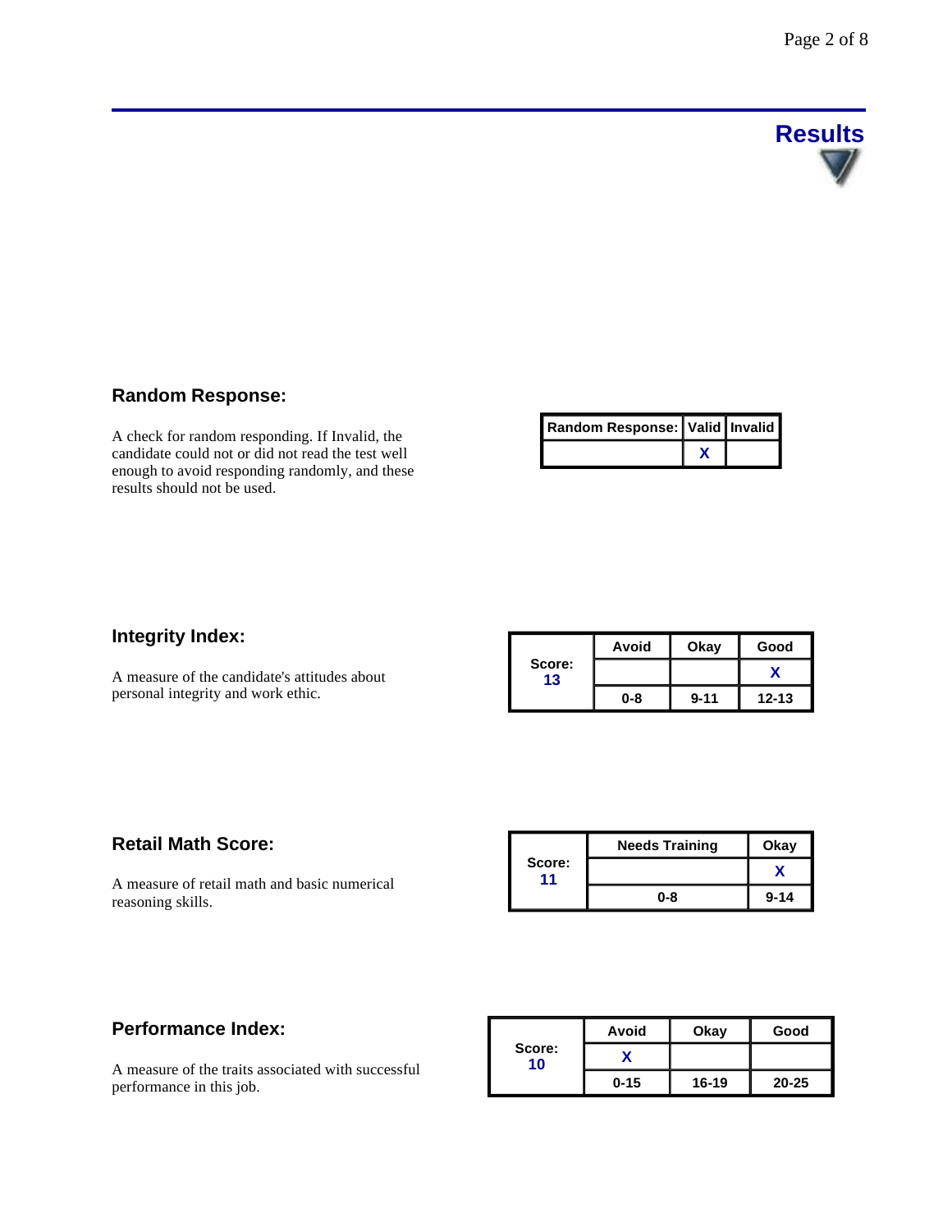# Results

## Random Response:

A check for random responding. If Invalid, the candidate could not or did not read the test well enough to avoid responding randomly, and these results should not be used.

| Random Response: | Valid | Invalid |
|---|---|---|
| | X | |

## Integrity Index:

A measure of the candidate's attitudes about personal integrity and work ethic.

| Score: 13 | Avoid | Okay | Good |
|---|---|---|---|
| | | | X |
| | 0-8 | 9-11 | 12-13 |

## Retail Math Score:

A measure of retail math and basic numerical reasoning skills.

| Score: 11 | Needs Training | Okay |
|---|---|---|
| | | X |
| | 0-8 | 9-14 |

## Performance Index:

A measure of the traits associated with successful performance in this job.

| Score: 10 | Avoid | Okay | Good |
|---|---|---|---|
| | X | | |
| | 0-15 | 16-19 | 20-25 |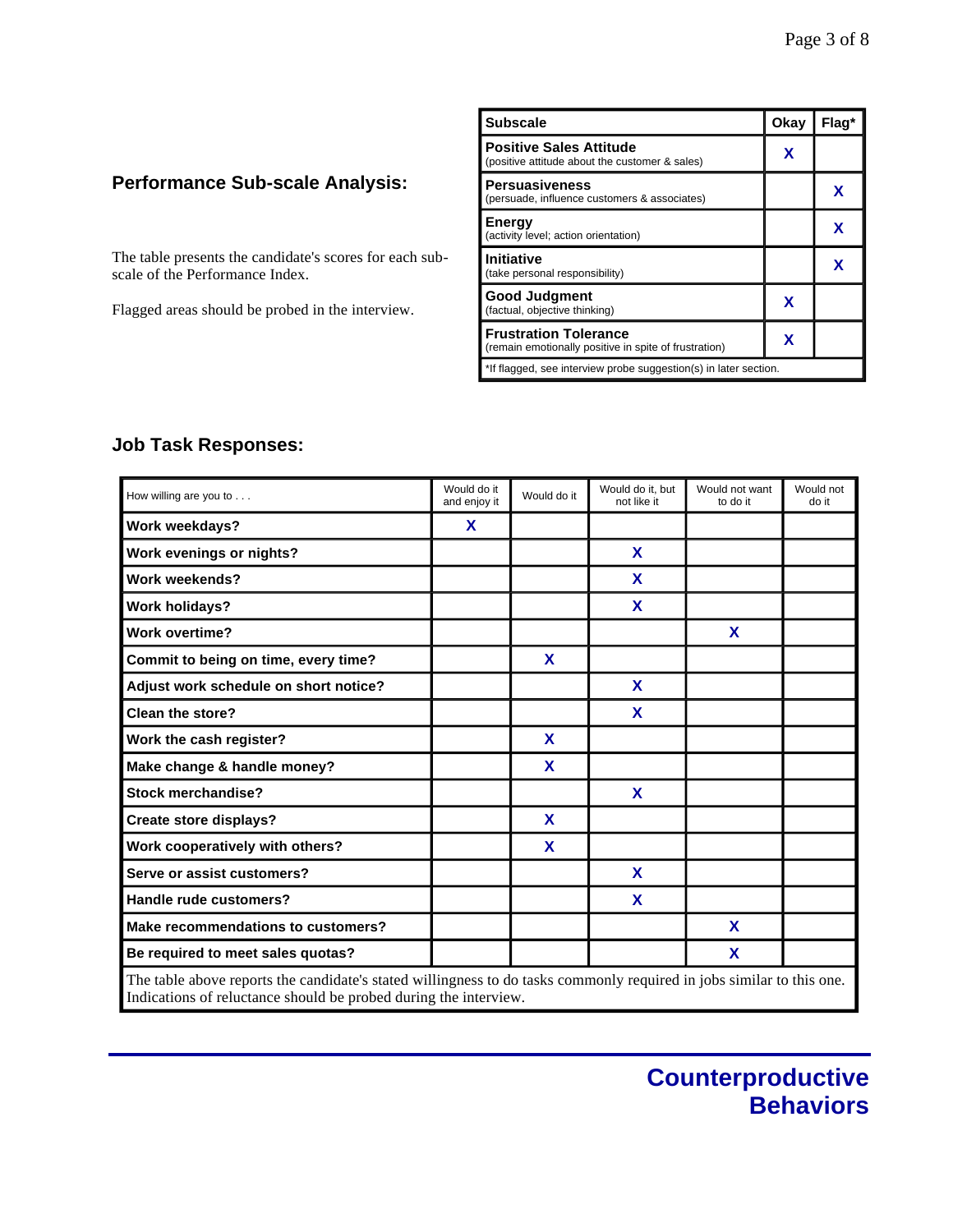## Performance Sub-scale Analysis:

The table presents the candidate's scores for each sub-scale of the Performance Index.

Flagged areas should be probed in the interview.

| Subscale | Okay | Flag* |
|---|---|---|
| **Positive Sales Attitude** (positive attitude about the customer & sales) | X | |
| **Persuasiveness** (persuade, influence customers & associates) | | X |
| **Energy** (activity level; action orientation) | | X |
| **Initiative** (take personal responsibility) | | X |
| **Good Judgment** (factual, objective thinking) | X | |
| **Frustration Tolerance** (remain emotionally positive in spite of frustration) | X | |

*If flagged, see interview probe suggestion(s) in later section.

## Job Task Responses:

| How willing are you to . . . | Would do it and enjoy it | Would do it | Would do it, but not like it | Would not want to do it | Would not do it |
|---|---|---|---|---|---|
| **Work weekdays?** | X | | | | |
| **Work evenings or nights?** | | | X | | |
| **Work weekends?** | | | X | | |
| **Work holidays?** | | | X | | |
| **Work overtime?** | | | | X | |
| **Commit to being on time, every time?** | | X | | | |
| **Adjust work schedule on short notice?** | | | X | | |
| **Clean the store?** | | | X | | |
| **Work the cash register?** | | X | | | |
| **Make change & handle money?** | | X | | | |
| **Stock merchandise?** | | | X | | |
| **Create store displays?** | | X | | | |
| **Work cooperatively with others?** | | X | | | |
| **Serve or assist customers?** | | | X | | |
| **Handle rude customers?** | | | X | | |
| **Make recommendations to customers?** | | | | X | |
| **Be required to meet sales quotas?** | | | | X | |

The table above reports the candidate's stated willingness to do tasks commonly required in jobs similar to this one. Indications of reluctance should be probed during the interview.

# Counterproductive Behaviors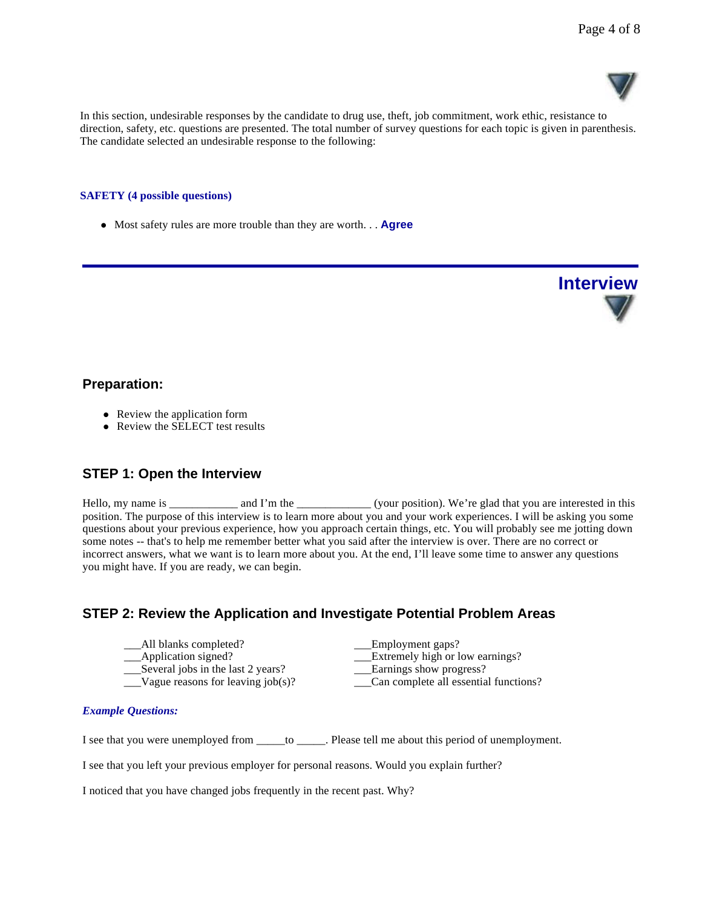In this section, undesirable responses by the candidate to drug use, theft, job commitment, work ethic, resistance to direction, safety, etc. questions are presented. The total number of survey questions for each topic is given in parenthesis. The candidate selected an undesirable response to the following:

**SAFETY (4 possible questions)**

- Most safety rules are more trouble than they are worth. . . **Agree**

---

## Interview

### Preparation:

- Review the application form
- Review the SELECT test results

### STEP 1: Open the Interview

Hello, my name is ____________ and I'm the _____________ (your position). We're glad that you are interested in this position. The purpose of this interview is to learn more about you and your work experiences. I will be asking you some questions about your previous experience, how you approach certain things, etc. You will probably see me jotting down some notes -- that's to help me remember better what you said after the interview is over. There are no correct or incorrect answers, what we want is to learn more about you. At the end, I'll leave some time to answer any questions you might have. If you are ready, we can begin.

### STEP 2: Review the Application and Investigate Potential Problem Areas

___All blanks completed?
___Application signed?
___Several jobs in the last 2 years?
___Vague reasons for leaving job(s)?
___Employment gaps?
___Extremely high or low earnings?
___Earnings show progress?
___Can complete all essential functions?

***Example Questions:***

I see that you were unemployed from _____to _____. Please tell me about this period of unemployment.

I see that you left your previous employer for personal reasons. Would you explain further?

I noticed that you have changed jobs frequently in the recent past. Why?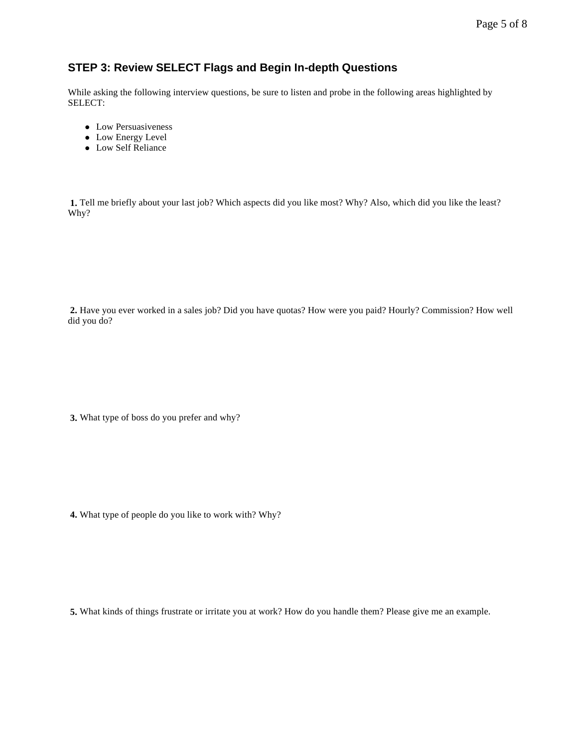## STEP 3: Review SELECT Flags and Begin In-depth Questions

While asking the following interview questions, be sure to listen and probe in the following areas highlighted by SELECT:

- Low Persuasiveness
- Low Energy Level
- Low Self Reliance

**1.** Tell me briefly about your last job? Which aspects did you like most? Why? Also, which did you like the least? Why?

**2.** Have you ever worked in a sales job? Did you have quotas? How were you paid? Hourly? Commission? How well did you do?

**3.** What type of boss do you prefer and why?

**4.** What type of people do you like to work with? Why?

**5.** What kinds of things frustrate or irritate you at work? How do you handle them? Please give me an example.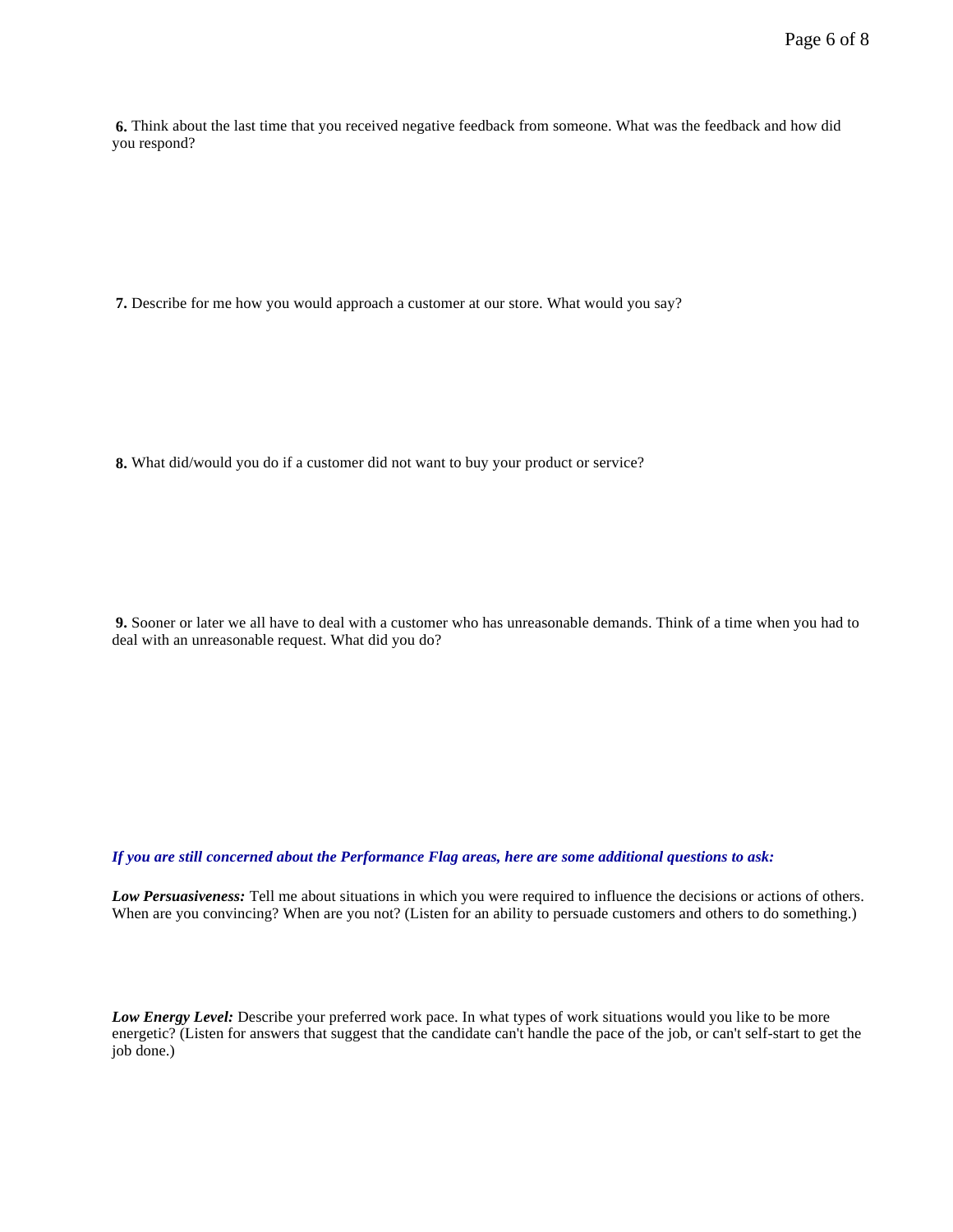**6.** Think about the last time that you received negative feedback from someone. What was the feedback and how did you respond?

**7.** Describe for me how you would approach a customer at our store. What would you say?

**8.** What did/would you do if a customer did not want to buy your product or service?

**9.** Sooner or later we all have to deal with a customer who has unreasonable demands. Think of a time when you had to deal with an unreasonable request. What did you do?

***If you are still concerned about the Performance Flag areas, here are some additional questions to ask:***

***Low Persuasiveness:*** Tell me about situations in which you were required to influence the decisions or actions of others. When are you convincing? When are you not? (Listen for an ability to persuade customers and others to do something.)

***Low Energy Level:*** Describe your preferred work pace. In what types of work situations would you like to be more energetic? (Listen for answers that suggest that the candidate can't handle the pace of the job, or can't self-start to get the job done.)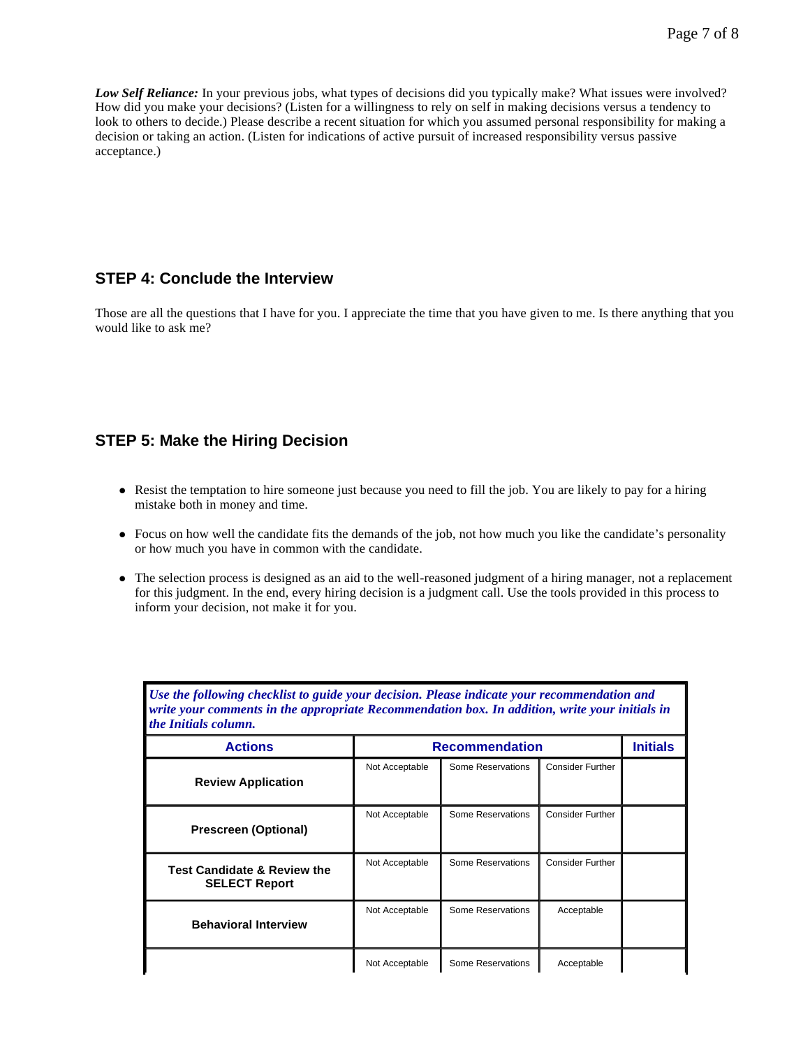***Low Self Reliance:*** In your previous jobs, what types of decisions did you typically make? What issues were involved? How did you make your decisions? (Listen for a willingness to rely on self in making decisions versus a tendency to look to others to decide.) Please describe a recent situation for which you assumed personal responsibility for making a decision or taking an action. (Listen for indications of active pursuit of increased responsibility versus passive acceptance.)

## STEP 4: Conclude the Interview

Those are all the questions that I have for you. I appreciate the time that you have given to me. Is there anything that you would like to ask me?

## STEP 5: Make the Hiring Decision

- Resist the temptation to hire someone just because you need to fill the job. You are likely to pay for a hiring mistake both in money and time.
- Focus on how well the candidate fits the demands of the job, not how much you like the candidate's personality or how much you have in common with the candidate.
- The selection process is designed as an aid to the well-reasoned judgment of a hiring manager, not a replacement for this judgment. In the end, every hiring decision is a judgment call. Use the tools provided in this process to inform your decision, not make it for you.

***Use the following checklist to guide your decision. Please indicate your recommendation and write your comments in the appropriate Recommendation box. In addition, write your initials in the Initials column.***

| Actions | Recommendation | | | Initials |
|---|---|---|---|---|
| **Review Application** | Not Acceptable | Some Reservations | Consider Further | |
| **Prescreen (Optional)** | Not Acceptable | Some Reservations | Consider Further | |
| **Test Candidate & Review the SELECT Report** | Not Acceptable | Some Reservations | Consider Further | |
| **Behavioral Interview** | Not Acceptable | Some Reservations | Acceptable | |
| | Not Acceptable | Some Reservations | Acceptable | |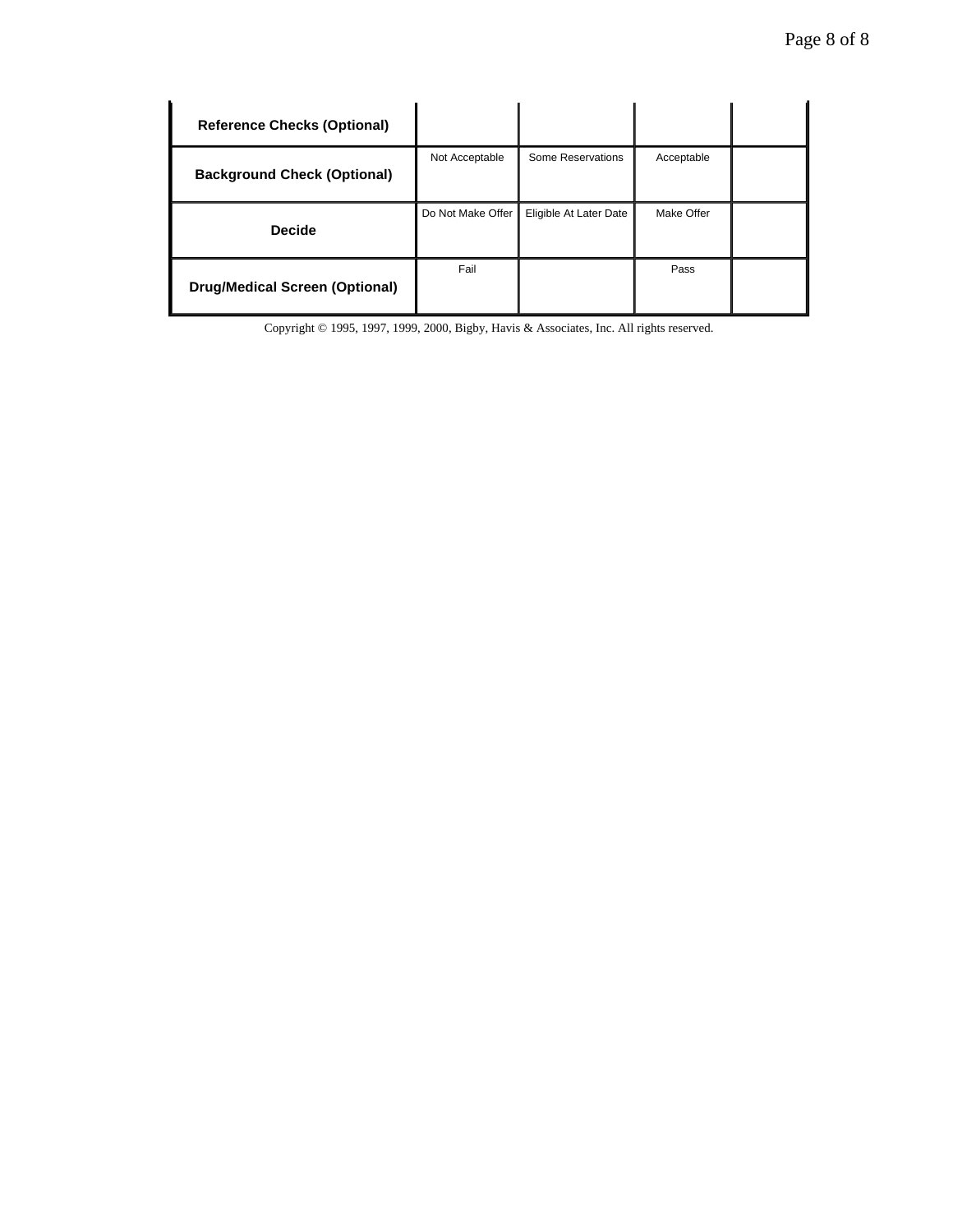| | | | | |
|---|---|---|---|---|
| **Reference Checks (Optional)** | | | | |
| **Background Check (Optional)** | Not Acceptable | Some Reservations | Acceptable | |
| **Decide** | Do Not Make Offer | Eligible At Later Date | Make Offer | |
| **Drug/Medical Screen (Optional)** | Fail | | Pass | |

Copyright © 1995, 1997, 1999, 2000, Bigby, Havis & Associates, Inc. All rights reserved.